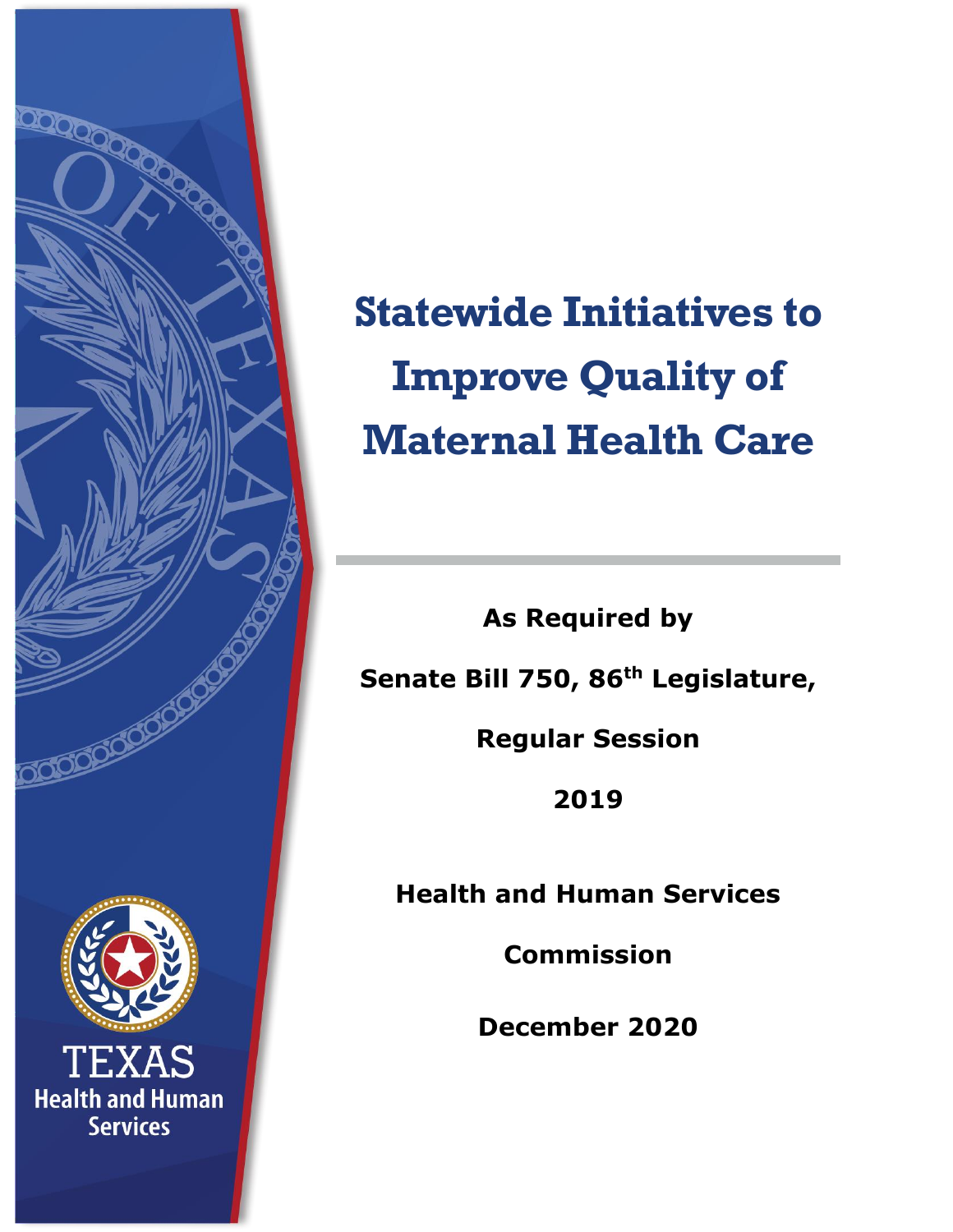# Statewide Initiatives to Improve Quality of Maternal Health Care

**As Required by**

**Senate Bill 750, 86th Legislature,**

**Regular Session**

**2019**

**Health and Human Services**

**Commission**

**December 2020**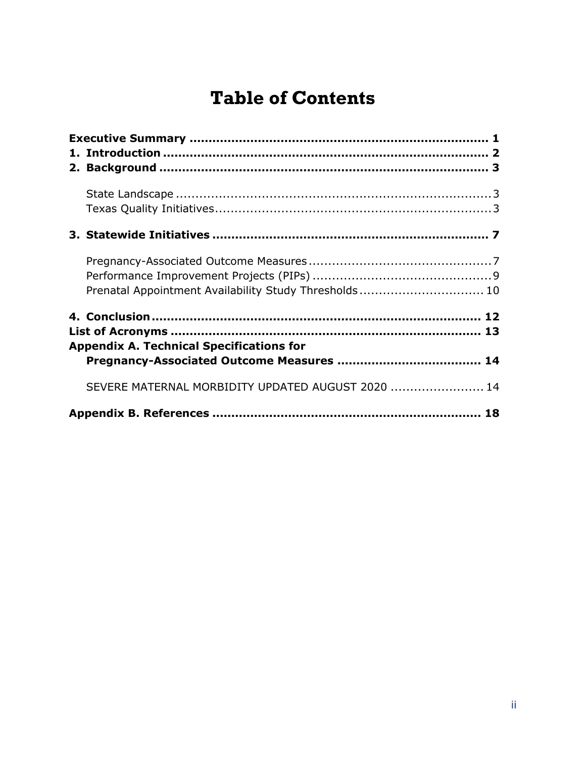# Table of Contents

**Executive Summary .............................................................................. 1**

**1. Introduction ..................................................................................... 2**

**2. Background ..................................................................................... 3**

State Landscape ..................................................................................3

Texas Quality Initiatives........................................................................3

**3. Statewide Initiatives ........................................................................ 7**

Pregnancy-Associated Outcome Measures ...............................................7

Performance Improvement Projects (PIPs) ..............................................9

Prenatal Appointment Availability Study Thresholds ................................ 10

**4. Conclusion ...................................................................................... 12**

**List of Acronyms ................................................................................. 13**

**Appendix A. Technical Specifications for Pregnancy-Associated Outcome Measures ..................................... 14**

SEVERE MATERNAL MORBIDITY UPDATED AUGUST 2020 ........................ 14

**Appendix B. References ...................................................................... 18**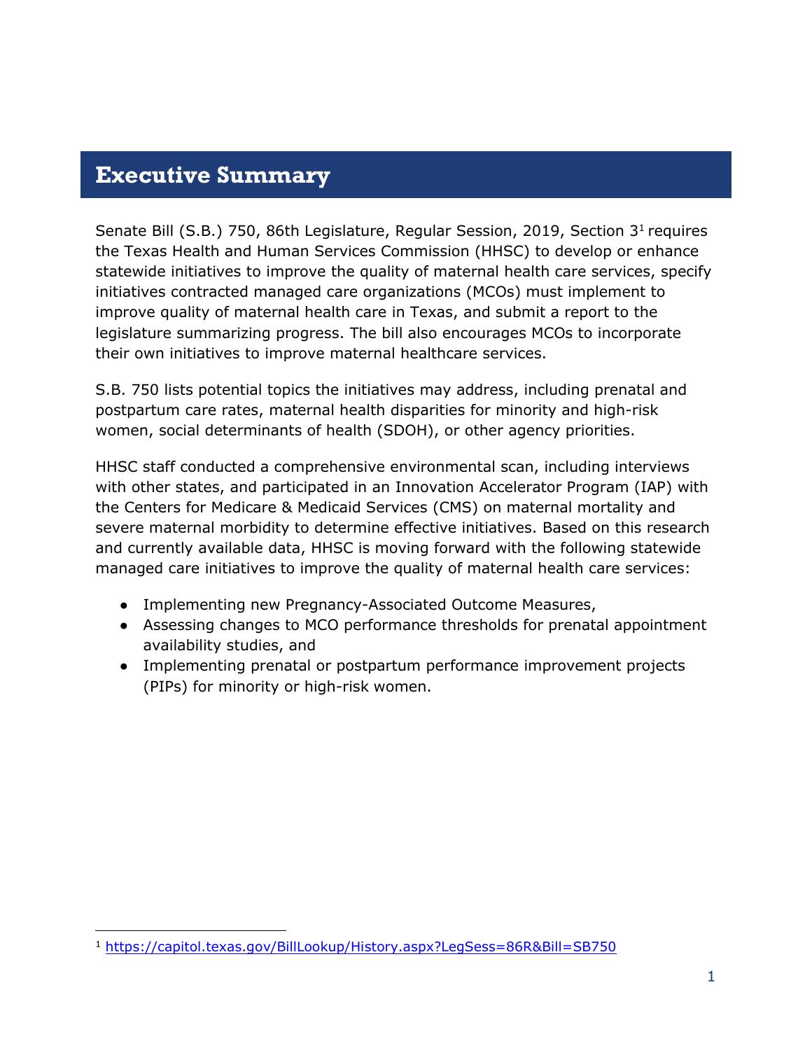# Executive Summary

Senate Bill (S.B.) 750, 86th Legislature, Regular Session, 2019, Section 3[1] requires the Texas Health and Human Services Commission (HHSC) to develop or enhance statewide initiatives to improve the quality of maternal health care services, specify initiatives contracted managed care organizations (MCOs) must implement to improve quality of maternal health care in Texas, and submit a report to the legislature summarizing progress. The bill also encourages MCOs to incorporate their own initiatives to improve maternal healthcare services.

S.B. 750 lists potential topics the initiatives may address, including prenatal and postpartum care rates, maternal health disparities for minority and high-risk women, social determinants of health (SDOH), or other agency priorities.

HHSC staff conducted a comprehensive environmental scan, including interviews with other states, and participated in an Innovation Accelerator Program (IAP) with the Centers for Medicare & Medicaid Services (CMS) on maternal mortality and severe maternal morbidity to determine effective initiatives. Based on this research and currently available data, HHSC is moving forward with the following statewide managed care initiatives to improve the quality of maternal health care services:

- Implementing new Pregnancy-Associated Outcome Measures,
- Assessing changes to MCO performance thresholds for prenatal appointment availability studies, and
- Implementing prenatal or postpartum performance improvement projects (PIPs) for minority or high-risk women.

[1] https://capitol.texas.gov/BillLookup/History.aspx?LegSess=86R&Bill=SB750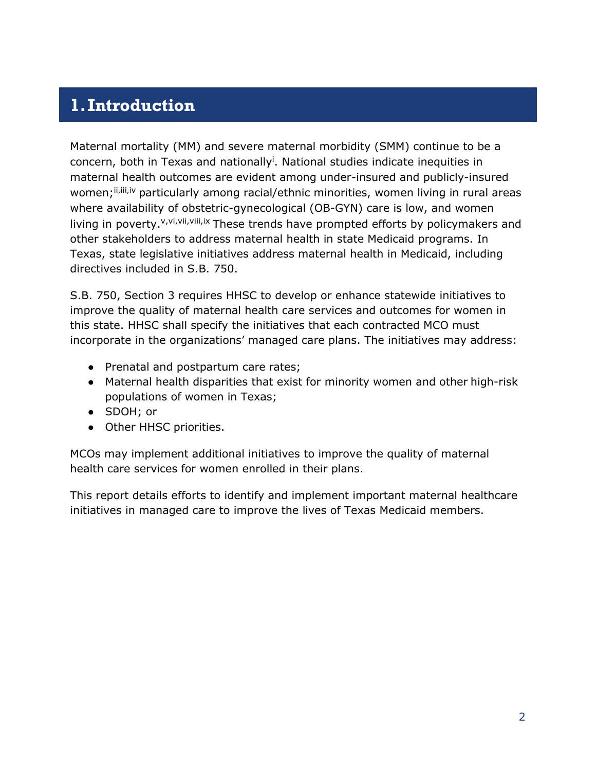# 1. Introduction

Maternal mortality (MM) and severe maternal morbidity (SMM) continue to be a concern, both in Texas and nationally[i]. National studies indicate inequities in maternal health outcomes are evident among under-insured and publicly-insured women;[ii,iii,iv] particularly among racial/ethnic minorities, women living in rural areas where availability of obstetric-gynecological (OB-GYN) care is low, and women living in poverty.[v,vi,vii,viii,ix] These trends have prompted efforts by policymakers and other stakeholders to address maternal health in state Medicaid programs. In Texas, state legislative initiatives address maternal health in Medicaid, including directives included in S.B. 750.

S.B. 750, Section 3 requires HHSC to develop or enhance statewide initiatives to improve the quality of maternal health care services and outcomes for women in this state. HHSC shall specify the initiatives that each contracted MCO must incorporate in the organizations' managed care plans. The initiatives may address:

- Prenatal and postpartum care rates;
- Maternal health disparities that exist for minority women and other high-risk populations of women in Texas;
- SDOH; or
- Other HHSC priorities.

MCOs may implement additional initiatives to improve the quality of maternal health care services for women enrolled in their plans.

This report details efforts to identify and implement important maternal healthcare initiatives in managed care to improve the lives of Texas Medicaid members.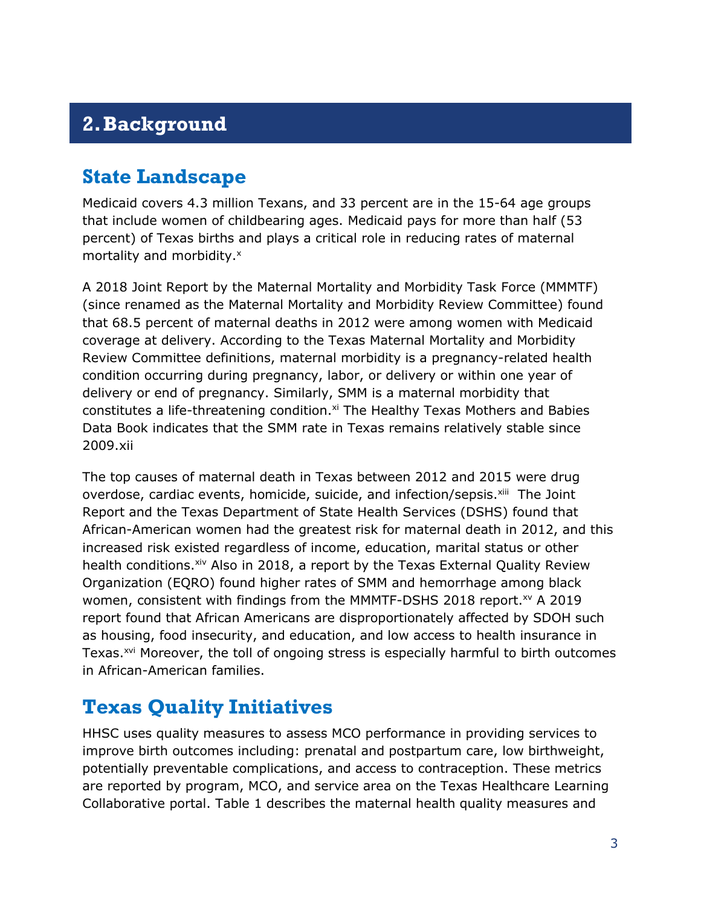# 2. Background

## State Landscape

Medicaid covers 4.3 million Texans, and 33 percent are in the 15-64 age groups that include women of childbearing ages. Medicaid pays for more than half (53 percent) of Texas births and plays a critical role in reducing rates of maternal mortality and morbidity.[x]

A 2018 Joint Report by the Maternal Mortality and Morbidity Task Force (MMMTF) (since renamed as the Maternal Mortality and Morbidity Review Committee) found that 68.5 percent of maternal deaths in 2012 were among women with Medicaid coverage at delivery. According to the Texas Maternal Mortality and Morbidity Review Committee definitions, maternal morbidity is a pregnancy-related health condition occurring during pregnancy, labor, or delivery or within one year of delivery or end of pregnancy. Similarly, SMM is a maternal morbidity that constitutes a life-threatening condition.[xi] The Healthy Texas Mothers and Babies Data Book indicates that the SMM rate in Texas remains relatively stable since 2009.xii

The top causes of maternal death in Texas between 2012 and 2015 were drug overdose, cardiac events, homicide, suicide, and infection/sepsis.[xiii] The Joint Report and the Texas Department of State Health Services (DSHS) found that African-American women had the greatest risk for maternal death in 2012, and this increased risk existed regardless of income, education, marital status or other health conditions.[xiv] Also in 2018, a report by the Texas External Quality Review Organization (EQRO) found higher rates of SMM and hemorrhage among black women, consistent with findings from the MMMTF-DSHS 2018 report.[xv] A 2019 report found that African Americans are disproportionately affected by SDOH such as housing, food insecurity, and education, and low access to health insurance in Texas.[xvi] Moreover, the toll of ongoing stress is especially harmful to birth outcomes in African-American families.

## Texas Quality Initiatives

HHSC uses quality measures to assess MCO performance in providing services to improve birth outcomes including: prenatal and postpartum care, low birthweight, potentially preventable complications, and access to contraception. These metrics are reported by program, MCO, and service area on the Texas Healthcare Learning Collaborative portal. Table 1 describes the maternal health quality measures and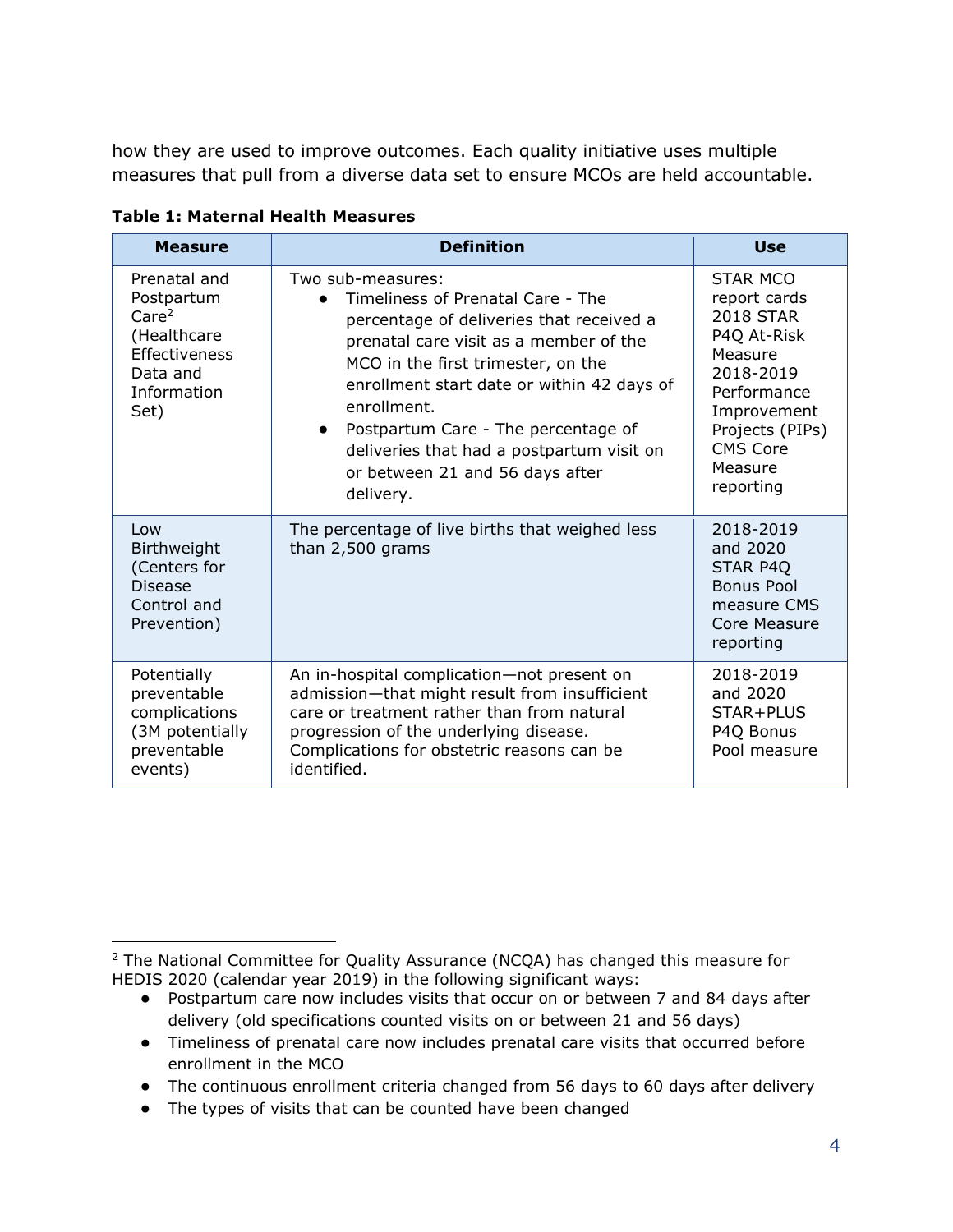how they are used to improve outcomes. Each quality initiative uses multiple measures that pull from a diverse data set to ensure MCOs are held accountable.

**Table 1: Maternal Health Measures**

| Measure | Definition | Use |
|---|---|---|
| Prenatal and Postpartum Care[2] (Healthcare Effectiveness Data and Information Set) | Two sub-measures:<br>● Timeliness of Prenatal Care - The percentage of deliveries that received a prenatal care visit as a member of the MCO in the first trimester, on the enrollment start date or within 42 days of enrollment.<br>● Postpartum Care - The percentage of deliveries that had a postpartum visit on or between 21 and 56 days after delivery. | STAR MCO report cards 2018 STAR P4Q At-Risk Measure 2018-2019 Performance Improvement Projects (PIPs) CMS Core Measure reporting |
| Low Birthweight (Centers for Disease Control and Prevention) | The percentage of live births that weighed less than 2,500 grams | 2018-2019 and 2020 STAR P4Q Bonus Pool measure CMS Core Measure reporting |
| Potentially preventable complications (3M potentially preventable events) | An in-hospital complication—not present on admission—that might result from insufficient care or treatment rather than from natural progression of the underlying disease. Complications for obstetric reasons can be identified. | 2018-2019 and 2020 STAR+PLUS P4Q Bonus Pool measure |

[2] The National Committee for Quality Assurance (NCQA) has changed this measure for HEDIS 2020 (calendar year 2019) in the following significant ways:

- Postpartum care now includes visits that occur on or between 7 and 84 days after delivery (old specifications counted visits on or between 21 and 56 days)
- Timeliness of prenatal care now includes prenatal care visits that occurred before enrollment in the MCO
- The continuous enrollment criteria changed from 56 days to 60 days after delivery
- The types of visits that can be counted have been changed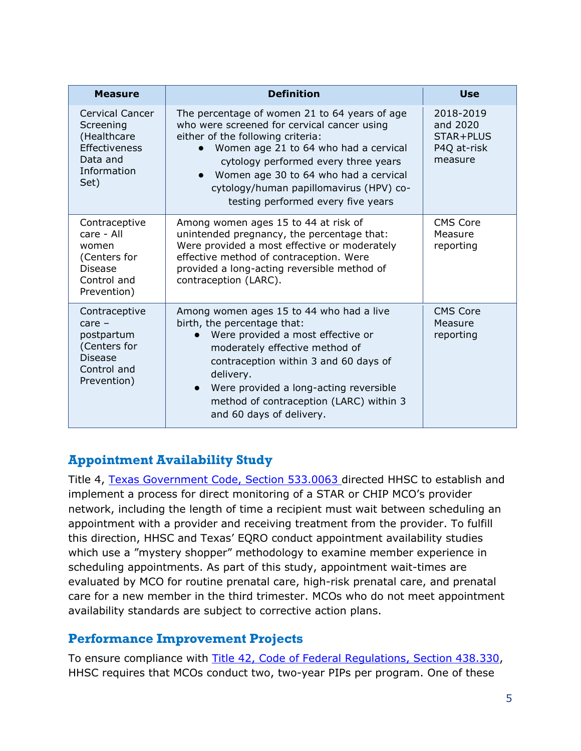| Measure | Definition | Use |
|---|---|---|
| Cervical Cancer Screening (Healthcare Effectiveness Data and Information Set) | The percentage of women 21 to 64 years of age who were screened for cervical cancer using either of the following criteria:<br>● Women age 21 to 64 who had a cervical cytology performed every three years<br>● Women age 30 to 64 who had a cervical cytology/human papillomavirus (HPV) co-testing performed every five years | 2018-2019 and 2020 STAR+PLUS P4Q at-risk measure |
| Contraceptive care - All women (Centers for Disease Control and Prevention) | Among women ages 15 to 44 at risk of unintended pregnancy, the percentage that: Were provided a most effective or moderately effective method of contraception. Were provided a long-acting reversible method of contraception (LARC). | CMS Core Measure reporting |
| Contraceptive care – postpartum (Centers for Disease Control and Prevention) | Among women ages 15 to 44 who had a live birth, the percentage that:<br>● Were provided a most effective or moderately effective method of contraception within 3 and 60 days of delivery.<br>● Were provided a long-acting reversible method of contraception (LARC) within 3 and 60 days of delivery. | CMS Core Measure reporting |

## Appointment Availability Study

Title 4, Texas Government Code, Section 533.0063 directed HHSC to establish and implement a process for direct monitoring of a STAR or CHIP MCO's provider network, including the length of time a recipient must wait between scheduling an appointment with a provider and receiving treatment from the provider. To fulfill this direction, HHSC and Texas' EQRO conduct appointment availability studies which use a "mystery shopper" methodology to examine member experience in scheduling appointments. As part of this study, appointment wait-times are evaluated by MCO for routine prenatal care, high-risk prenatal care, and prenatal care for a new member in the third trimester. MCOs who do not meet appointment availability standards are subject to corrective action plans.

## Performance Improvement Projects

To ensure compliance with Title 42, Code of Federal Regulations, Section 438.330, HHSC requires that MCOs conduct two, two-year PIPs per program. One of these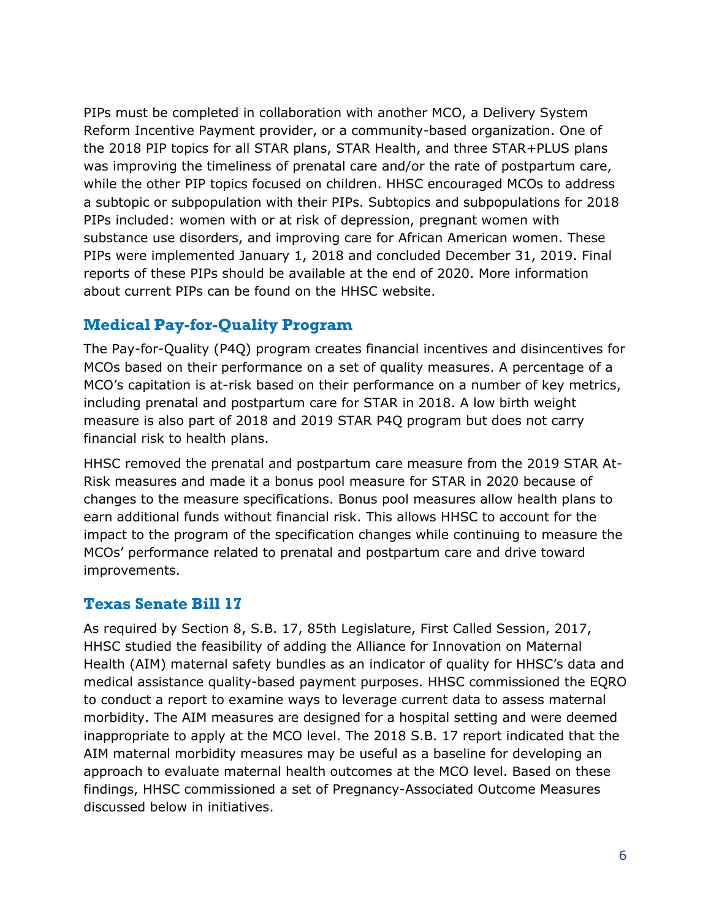PIPs must be completed in collaboration with another MCO, a Delivery System Reform Incentive Payment provider, or a community-based organization. One of the 2018 PIP topics for all STAR plans, STAR Health, and three STAR+PLUS plans was improving the timeliness of prenatal care and/or the rate of postpartum care, while the other PIP topics focused on children. HHSC encouraged MCOs to address a subtopic or subpopulation with their PIPs. Subtopics and subpopulations for 2018 PIPs included: women with or at risk of depression, pregnant women with substance use disorders, and improving care for African American women. These PIPs were implemented January 1, 2018 and concluded December 31, 2019. Final reports of these PIPs should be available at the end of 2020. More information about current PIPs can be found on the HHSC website.

## Medical Pay-for-Quality Program

The Pay-for-Quality (P4Q) program creates financial incentives and disincentives for MCOs based on their performance on a set of quality measures. A percentage of a MCO's capitation is at-risk based on their performance on a number of key metrics, including prenatal and postpartum care for STAR in 2018. A low birth weight measure is also part of 2018 and 2019 STAR P4Q program but does not carry financial risk to health plans.

HHSC removed the prenatal and postpartum care measure from the 2019 STAR At-Risk measures and made it a bonus pool measure for STAR in 2020 because of changes to the measure specifications. Bonus pool measures allow health plans to earn additional funds without financial risk. This allows HHSC to account for the impact to the program of the specification changes while continuing to measure the MCOs' performance related to prenatal and postpartum care and drive toward improvements.

## Texas Senate Bill 17

As required by Section 8, S.B. 17, 85th Legislature, First Called Session, 2017, HHSC studied the feasibility of adding the Alliance for Innovation on Maternal Health (AIM) maternal safety bundles as an indicator of quality for HHSC's data and medical assistance quality-based payment purposes. HHSC commissioned the EQRO to conduct a report to examine ways to leverage current data to assess maternal morbidity. The AIM measures are designed for a hospital setting and were deemed inappropriate to apply at the MCO level. The 2018 S.B. 17 report indicated that the AIM maternal morbidity measures may be useful as a baseline for developing an approach to evaluate maternal health outcomes at the MCO level. Based on these findings, HHSC commissioned a set of Pregnancy-Associated Outcome Measures discussed below in initiatives.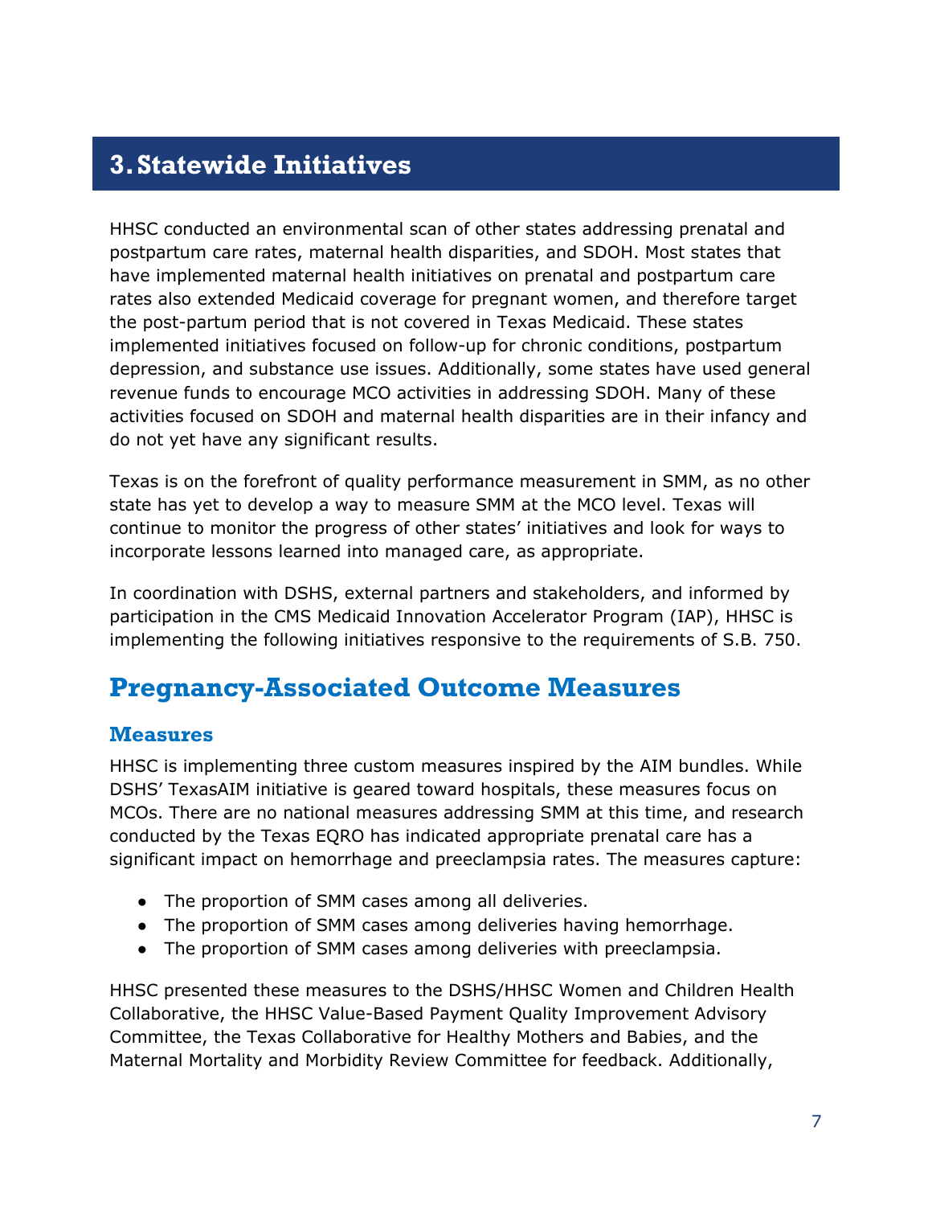# 3. Statewide Initiatives

HHSC conducted an environmental scan of other states addressing prenatal and postpartum care rates, maternal health disparities, and SDOH. Most states that have implemented maternal health initiatives on prenatal and postpartum care rates also extended Medicaid coverage for pregnant women, and therefore target the post-partum period that is not covered in Texas Medicaid. These states implemented initiatives focused on follow-up for chronic conditions, postpartum depression, and substance use issues. Additionally, some states have used general revenue funds to encourage MCO activities in addressing SDOH. Many of these activities focused on SDOH and maternal health disparities are in their infancy and do not yet have any significant results.

Texas is on the forefront of quality performance measurement in SMM, as no other state has yet to develop a way to measure SMM at the MCO level. Texas will continue to monitor the progress of other states' initiatives and look for ways to incorporate lessons learned into managed care, as appropriate.

In coordination with DSHS, external partners and stakeholders, and informed by participation in the CMS Medicaid Innovation Accelerator Program (IAP), HHSC is implementing the following initiatives responsive to the requirements of S.B. 750.

## Pregnancy-Associated Outcome Measures

### Measures

HHSC is implementing three custom measures inspired by the AIM bundles. While DSHS' TexasAIM initiative is geared toward hospitals, these measures focus on MCOs. There are no national measures addressing SMM at this time, and research conducted by the Texas EQRO has indicated appropriate prenatal care has a significant impact on hemorrhage and preeclampsia rates. The measures capture:

- The proportion of SMM cases among all deliveries.
- The proportion of SMM cases among deliveries having hemorrhage.
- The proportion of SMM cases among deliveries with preeclampsia.

HHSC presented these measures to the DSHS/HHSC Women and Children Health Collaborative, the HHSC Value-Based Payment Quality Improvement Advisory Committee, the Texas Collaborative for Healthy Mothers and Babies, and the Maternal Mortality and Morbidity Review Committee for feedback. Additionally,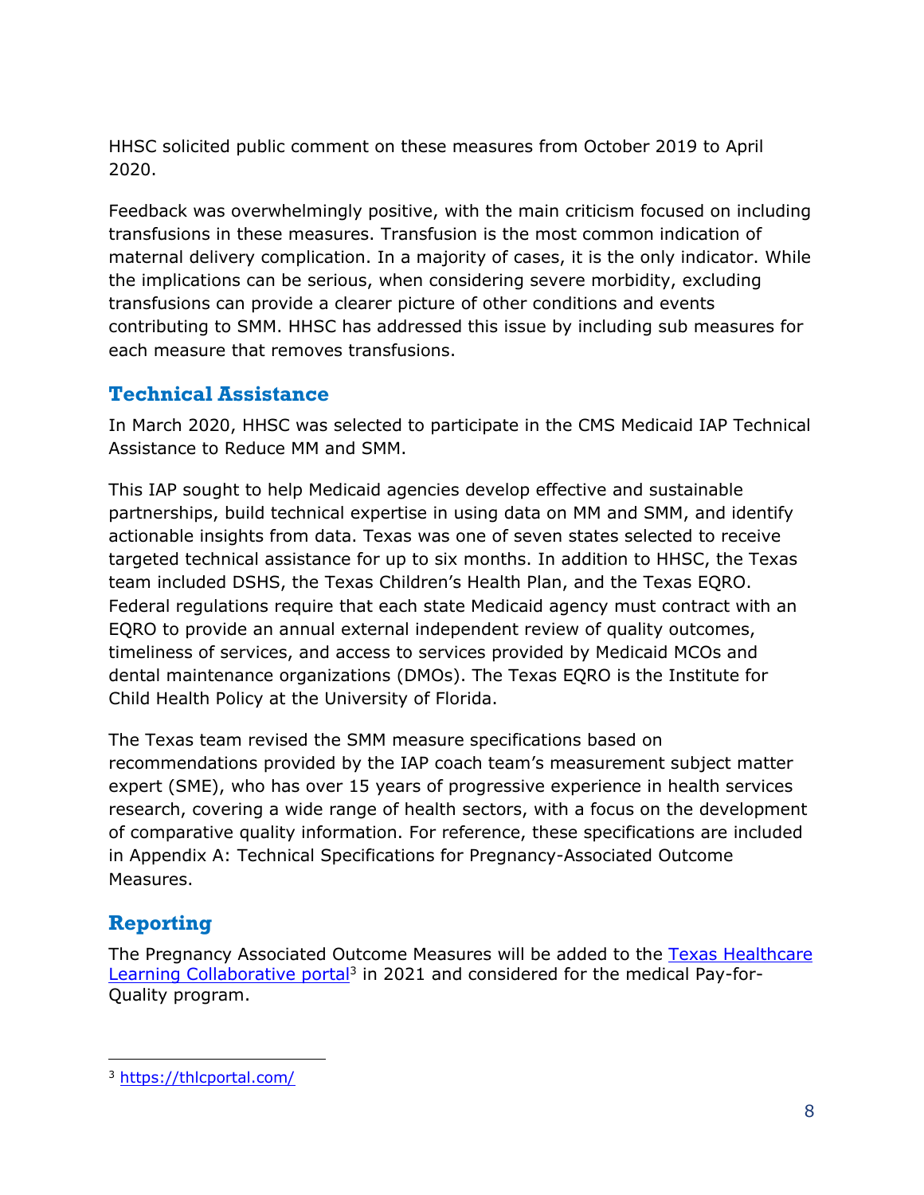HHSC solicited public comment on these measures from October 2019 to April 2020.

Feedback was overwhelmingly positive, with the main criticism focused on including transfusions in these measures. Transfusion is the most common indication of maternal delivery complication. In a majority of cases, it is the only indicator. While the implications can be serious, when considering severe morbidity, excluding transfusions can provide a clearer picture of other conditions and events contributing to SMM. HHSC has addressed this issue by including sub measures for each measure that removes transfusions.

## Technical Assistance

In March 2020, HHSC was selected to participate in the CMS Medicaid IAP Technical Assistance to Reduce MM and SMM.

This IAP sought to help Medicaid agencies develop effective and sustainable partnerships, build technical expertise in using data on MM and SMM, and identify actionable insights from data. Texas was one of seven states selected to receive targeted technical assistance for up to six months. In addition to HHSC, the Texas team included DSHS, the Texas Children's Health Plan, and the Texas EQRO. Federal regulations require that each state Medicaid agency must contract with an EQRO to provide an annual external independent review of quality outcomes, timeliness of services, and access to services provided by Medicaid MCOs and dental maintenance organizations (DMOs). The Texas EQRO is the Institute for Child Health Policy at the University of Florida.

The Texas team revised the SMM measure specifications based on recommendations provided by the IAP coach team's measurement subject matter expert (SME), who has over 15 years of progressive experience in health services research, covering a wide range of health sectors, with a focus on the development of comparative quality information. For reference, these specifications are included in Appendix A: Technical Specifications for Pregnancy-Associated Outcome Measures.

## Reporting

The Pregnancy Associated Outcome Measures will be added to the Texas Healthcare Learning Collaborative portal[3] in 2021 and considered for the medical Pay-for-Quality program.

[3] https://thlcportal.com/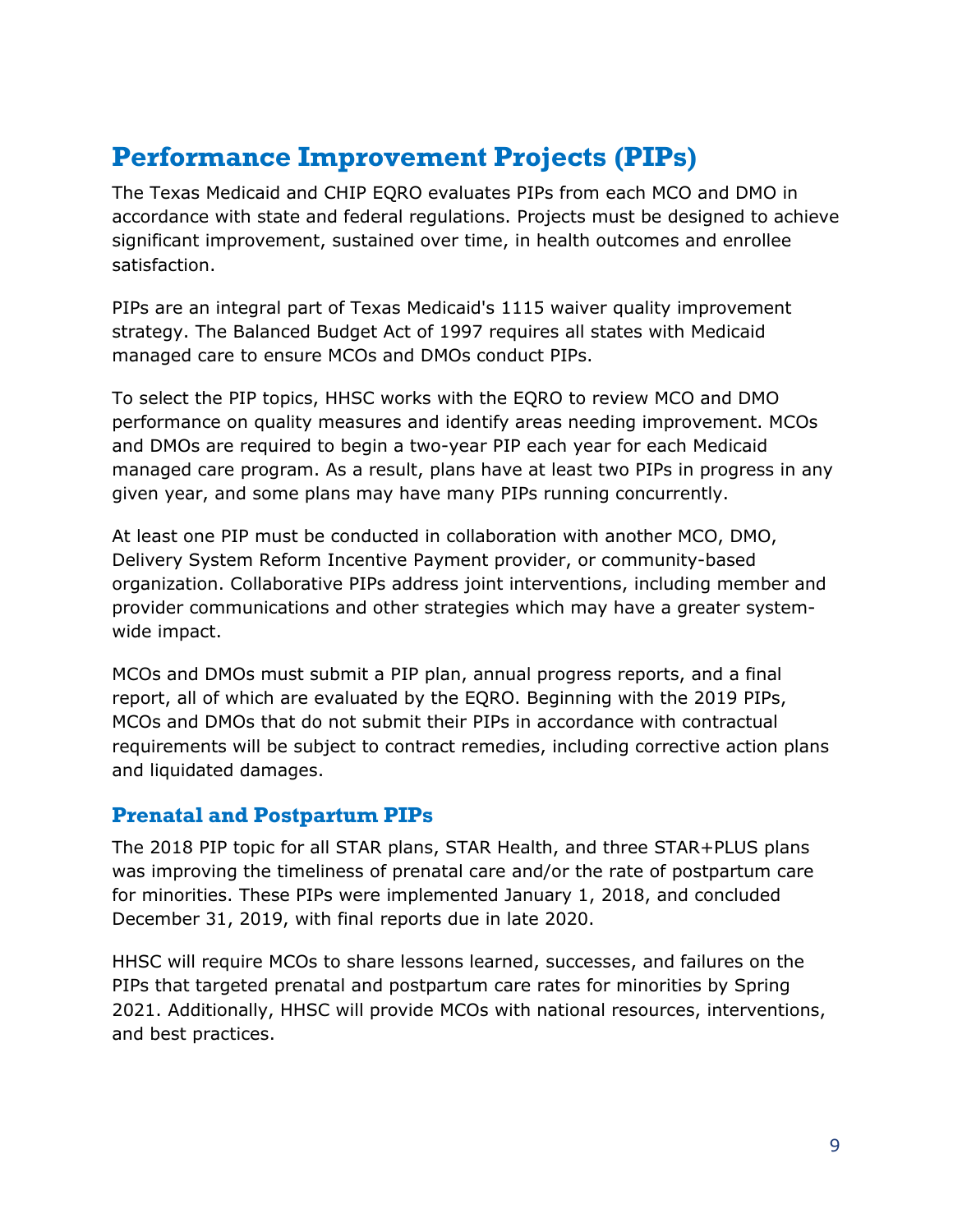# Performance Improvement Projects (PIPs)

The Texas Medicaid and CHIP EQRO evaluates PIPs from each MCO and DMO in accordance with state and federal regulations. Projects must be designed to achieve significant improvement, sustained over time, in health outcomes and enrollee satisfaction.

PIPs are an integral part of Texas Medicaid's 1115 waiver quality improvement strategy. The Balanced Budget Act of 1997 requires all states with Medicaid managed care to ensure MCOs and DMOs conduct PIPs.

To select the PIP topics, HHSC works with the EQRO to review MCO and DMO performance on quality measures and identify areas needing improvement. MCOs and DMOs are required to begin a two-year PIP each year for each Medicaid managed care program. As a result, plans have at least two PIPs in progress in any given year, and some plans may have many PIPs running concurrently.

At least one PIP must be conducted in collaboration with another MCO, DMO, Delivery System Reform Incentive Payment provider, or community-based organization. Collaborative PIPs address joint interventions, including member and provider communications and other strategies which may have a greater system-wide impact.

MCOs and DMOs must submit a PIP plan, annual progress reports, and a final report, all of which are evaluated by the EQRO. Beginning with the 2019 PIPs, MCOs and DMOs that do not submit their PIPs in accordance with contractual requirements will be subject to contract remedies, including corrective action plans and liquidated damages.

## Prenatal and Postpartum PIPs

The 2018 PIP topic for all STAR plans, STAR Health, and three STAR+PLUS plans was improving the timeliness of prenatal care and/or the rate of postpartum care for minorities. These PIPs were implemented January 1, 2018, and concluded December 31, 2019, with final reports due in late 2020.

HHSC will require MCOs to share lessons learned, successes, and failures on the PIPs that targeted prenatal and postpartum care rates for minorities by Spring 2021. Additionally, HHSC will provide MCOs with national resources, interventions, and best practices.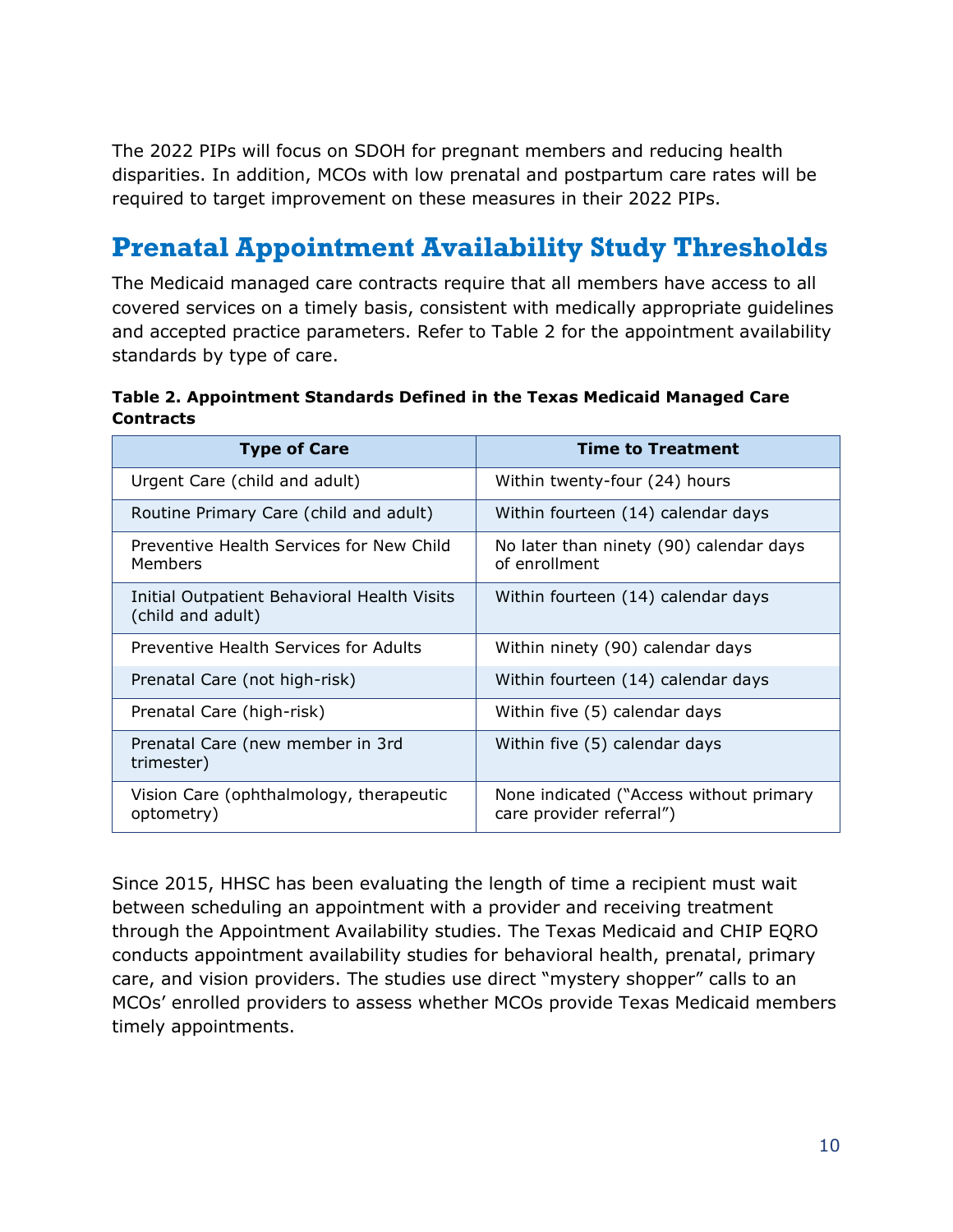The 2022 PIPs will focus on SDOH for pregnant members and reducing health disparities. In addition, MCOs with low prenatal and postpartum care rates will be required to target improvement on these measures in their 2022 PIPs.

## Prenatal Appointment Availability Study Thresholds

The Medicaid managed care contracts require that all members have access to all covered services on a timely basis, consistent with medically appropriate guidelines and accepted practice parameters. Refer to Table 2 for the appointment availability standards by type of care.

**Table 2. Appointment Standards Defined in the Texas Medicaid Managed Care Contracts**

| Type of Care | Time to Treatment |
|---|---|
| Urgent Care (child and adult) | Within twenty-four (24) hours |
| Routine Primary Care (child and adult) | Within fourteen (14) calendar days |
| Preventive Health Services for New Child Members | No later than ninety (90) calendar days of enrollment |
| Initial Outpatient Behavioral Health Visits (child and adult) | Within fourteen (14) calendar days |
| Preventive Health Services for Adults | Within ninety (90) calendar days |
| Prenatal Care (not high-risk) | Within fourteen (14) calendar days |
| Prenatal Care (high-risk) | Within five (5) calendar days |
| Prenatal Care (new member in 3rd trimester) | Within five (5) calendar days |
| Vision Care (ophthalmology, therapeutic optometry) | None indicated ("Access without primary care provider referral") |

Since 2015, HHSC has been evaluating the length of time a recipient must wait between scheduling an appointment with a provider and receiving treatment through the Appointment Availability studies. The Texas Medicaid and CHIP EQRO conducts appointment availability studies for behavioral health, prenatal, primary care, and vision providers. The studies use direct "mystery shopper" calls to an MCOs' enrolled providers to assess whether MCOs provide Texas Medicaid members timely appointments.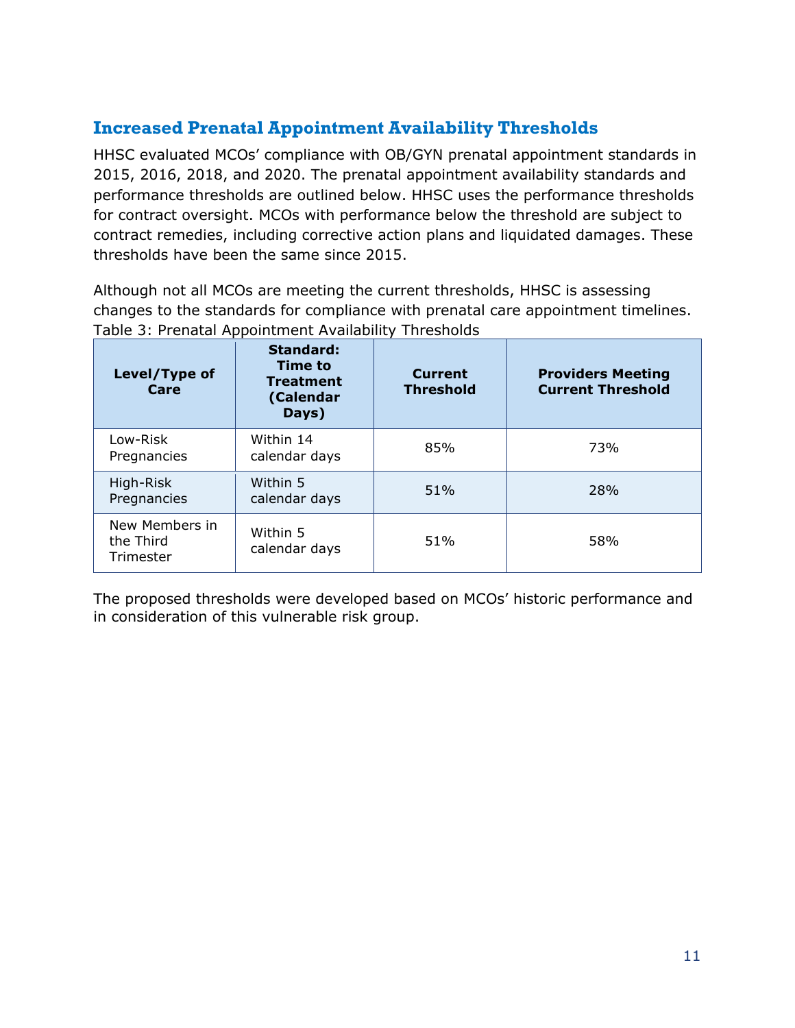## Increased Prenatal Appointment Availability Thresholds

HHSC evaluated MCOs' compliance with OB/GYN prenatal appointment standards in 2015, 2016, 2018, and 2020. The prenatal appointment availability standards and performance thresholds are outlined below. HHSC uses the performance thresholds for contract oversight. MCOs with performance below the threshold are subject to contract remedies, including corrective action plans and liquidated damages. These thresholds have been the same since 2015.

Although not all MCOs are meeting the current thresholds, HHSC is assessing changes to the standards for compliance with prenatal care appointment timelines.

Table 3: Prenatal Appointment Availability Thresholds

| Level/Type of Care | Standard: Time to Treatment (Calendar Days) | Current Threshold | Providers Meeting Current Threshold |
|---|---|---|---|
| Low-Risk Pregnancies | Within 14 calendar days | 85% | 73% |
| High-Risk Pregnancies | Within 5 calendar days | 51% | 28% |
| New Members in the Third Trimester | Within 5 calendar days | 51% | 58% |

The proposed thresholds were developed based on MCOs' historic performance and in consideration of this vulnerable risk group.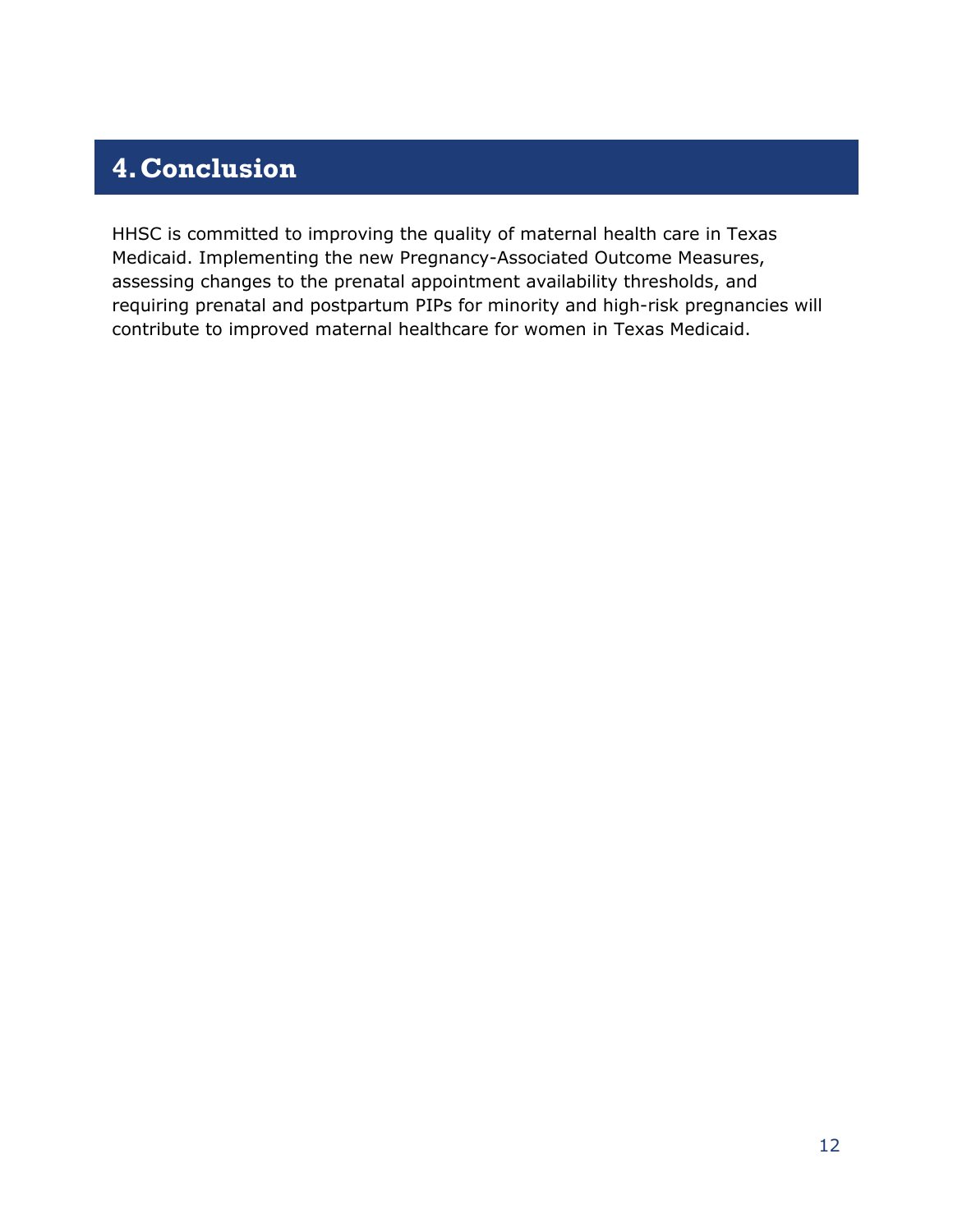# 4. Conclusion

HHSC is committed to improving the quality of maternal health care in Texas Medicaid. Implementing the new Pregnancy-Associated Outcome Measures, assessing changes to the prenatal appointment availability thresholds, and requiring prenatal and postpartum PIPs for minority and high-risk pregnancies will contribute to improved maternal healthcare for women in Texas Medicaid.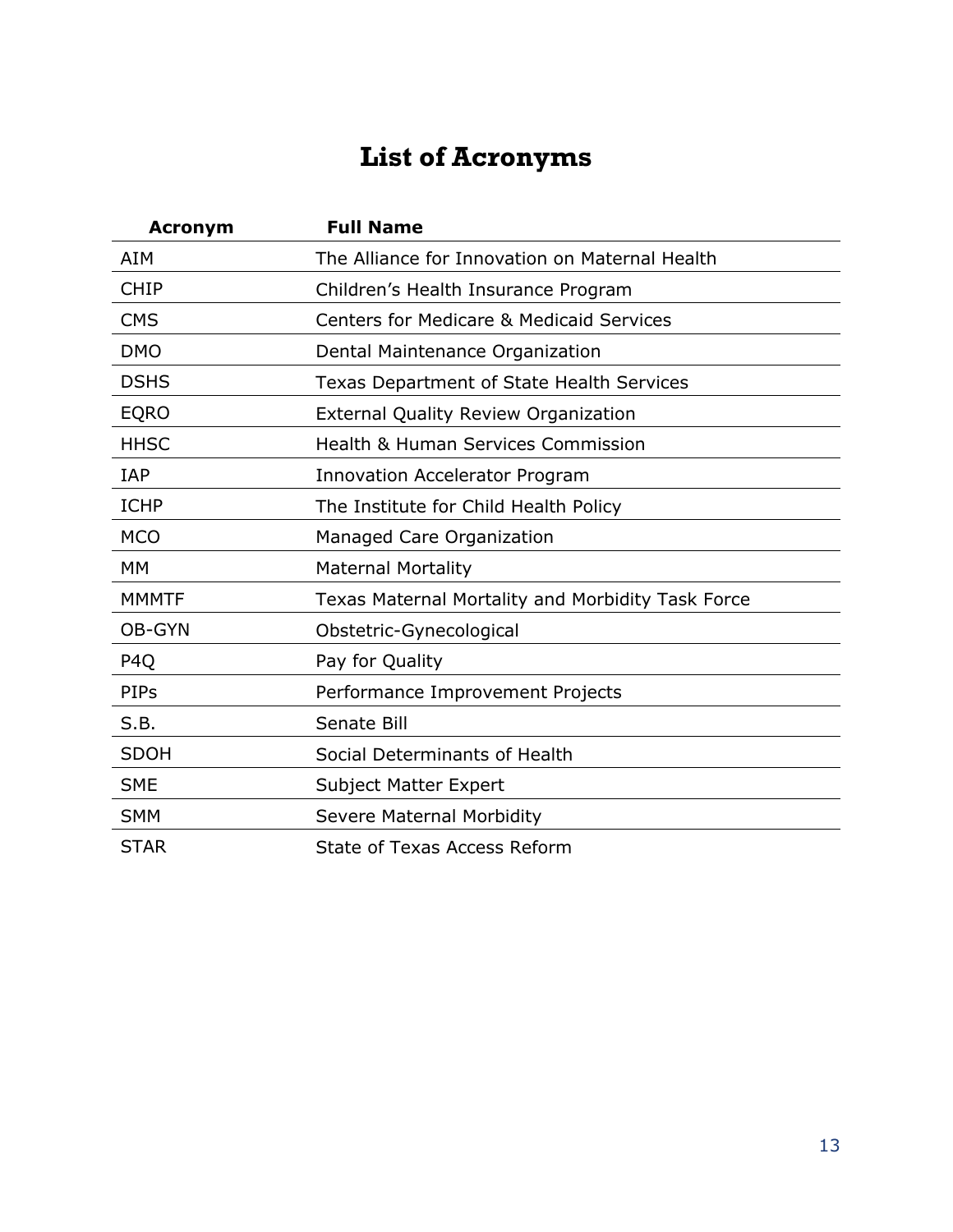# List of Acronyms

| Acronym | Full Name |
|---|---|
| AIM | The Alliance for Innovation on Maternal Health |
| CHIP | Children's Health Insurance Program |
| CMS | Centers for Medicare & Medicaid Services |
| DMO | Dental Maintenance Organization |
| DSHS | Texas Department of State Health Services |
| EQRO | External Quality Review Organization |
| HHSC | Health & Human Services Commission |
| IAP | Innovation Accelerator Program |
| ICHP | The Institute for Child Health Policy |
| MCO | Managed Care Organization |
| MM | Maternal Mortality |
| MMMTF | Texas Maternal Mortality and Morbidity Task Force |
| OB-GYN | Obstetric-Gynecological |
| P4Q | Pay for Quality |
| PIPs | Performance Improvement Projects |
| S.B. | Senate Bill |
| SDOH | Social Determinants of Health |
| SME | Subject Matter Expert |
| SMM | Severe Maternal Morbidity |
| STAR | State of Texas Access Reform |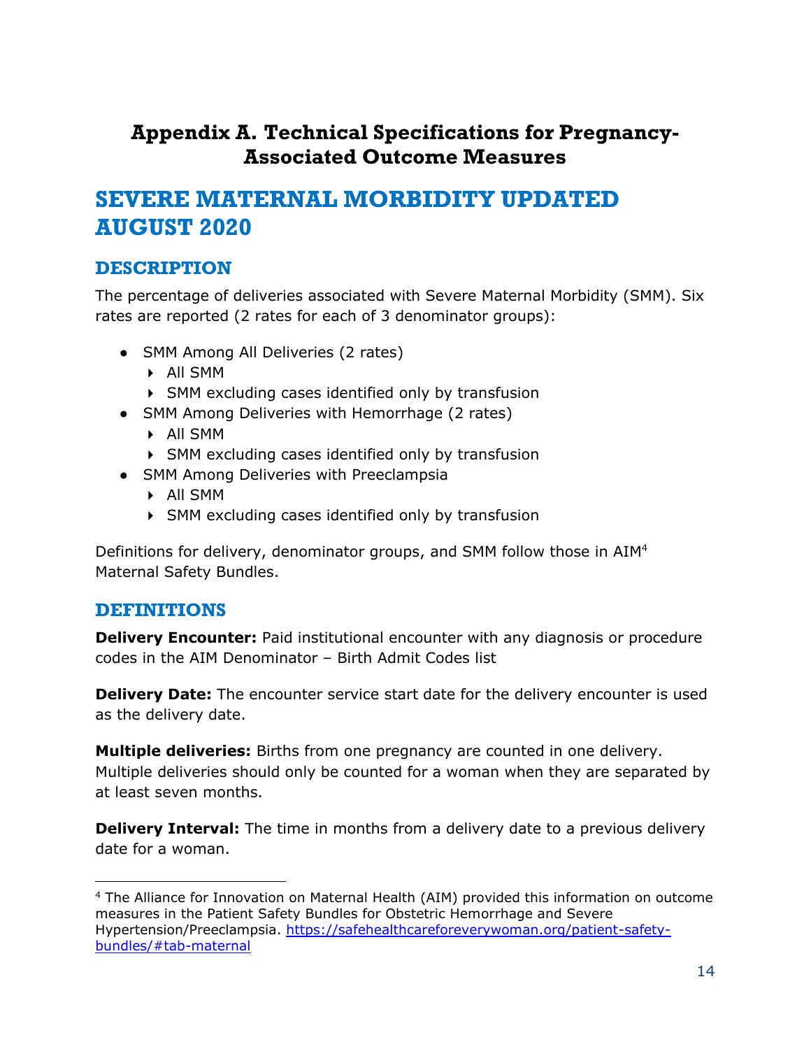# Appendix A. Technical Specifications for Pregnancy-Associated Outcome Measures

## SEVERE MATERNAL MORBIDITY UPDATED AUGUST 2020

### DESCRIPTION

The percentage of deliveries associated with Severe Maternal Morbidity (SMM). Six rates are reported (2 rates for each of 3 denominator groups):

- SMM Among All Deliveries (2 rates)
  - All SMM
  - SMM excluding cases identified only by transfusion
- SMM Among Deliveries with Hemorrhage (2 rates)
  - All SMM
  - SMM excluding cases identified only by transfusion
- SMM Among Deliveries with Preeclampsia
  - All SMM
  - SMM excluding cases identified only by transfusion

Definitions for delivery, denominator groups, and SMM follow those in AIM[4] Maternal Safety Bundles.

### DEFINITIONS

**Delivery Encounter:** Paid institutional encounter with any diagnosis or procedure codes in the AIM Denominator – Birth Admit Codes list

**Delivery Date:** The encounter service start date for the delivery encounter is used as the delivery date.

**Multiple deliveries:** Births from one pregnancy are counted in one delivery. Multiple deliveries should only be counted for a woman when they are separated by at least seven months.

**Delivery Interval:** The time in months from a delivery date to a previous delivery date for a woman.

---

[4] The Alliance for Innovation on Maternal Health (AIM) provided this information on outcome measures in the Patient Safety Bundles for Obstetric Hemorrhage and Severe Hypertension/Preeclampsia. https://safehealthcareforeverywoman.org/patient-safety-bundles/#tab-maternal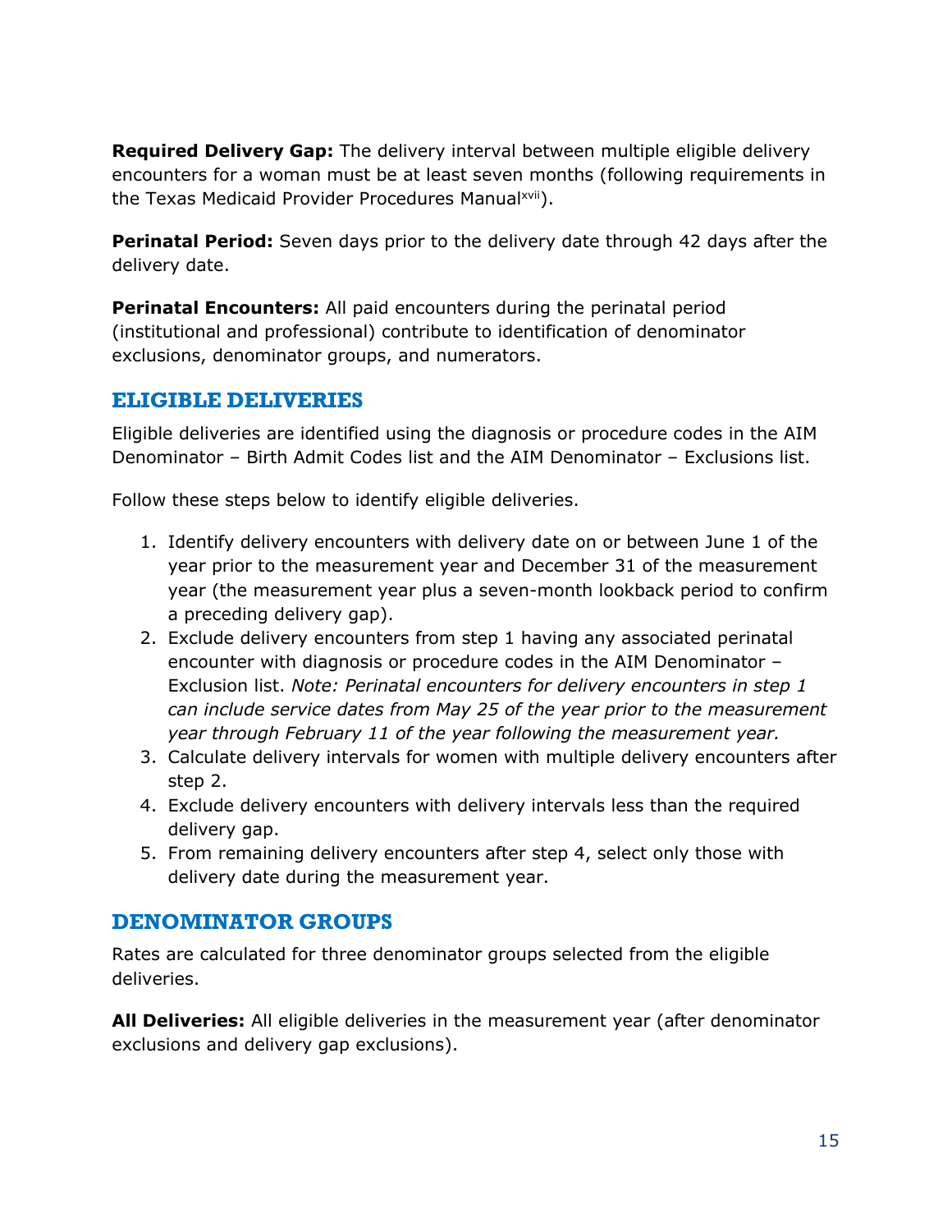**Required Delivery Gap:** The delivery interval between multiple eligible delivery encounters for a woman must be at least seven months (following requirements in the Texas Medicaid Provider Procedures Manual[xvii]).

**Perinatal Period:** Seven days prior to the delivery date through 42 days after the delivery date.

**Perinatal Encounters:** All paid encounters during the perinatal period (institutional and professional) contribute to identification of denominator exclusions, denominator groups, and numerators.

## ELIGIBLE DELIVERIES

Eligible deliveries are identified using the diagnosis or procedure codes in the AIM Denominator – Birth Admit Codes list and the AIM Denominator – Exclusions list.

Follow these steps below to identify eligible deliveries.

1. Identify delivery encounters with delivery date on or between June 1 of the year prior to the measurement year and December 31 of the measurement year (the measurement year plus a seven-month lookback period to confirm a preceding delivery gap).
2. Exclude delivery encounters from step 1 having any associated perinatal encounter with diagnosis or procedure codes in the AIM Denominator – Exclusion list. *Note: Perinatal encounters for delivery encounters in step 1 can include service dates from May 25 of the year prior to the measurement year through February 11 of the year following the measurement year.*
3. Calculate delivery intervals for women with multiple delivery encounters after step 2.
4. Exclude delivery encounters with delivery intervals less than the required delivery gap.
5. From remaining delivery encounters after step 4, select only those with delivery date during the measurement year.

## DENOMINATOR GROUPS

Rates are calculated for three denominator groups selected from the eligible deliveries.

**All Deliveries:** All eligible deliveries in the measurement year (after denominator exclusions and delivery gap exclusions).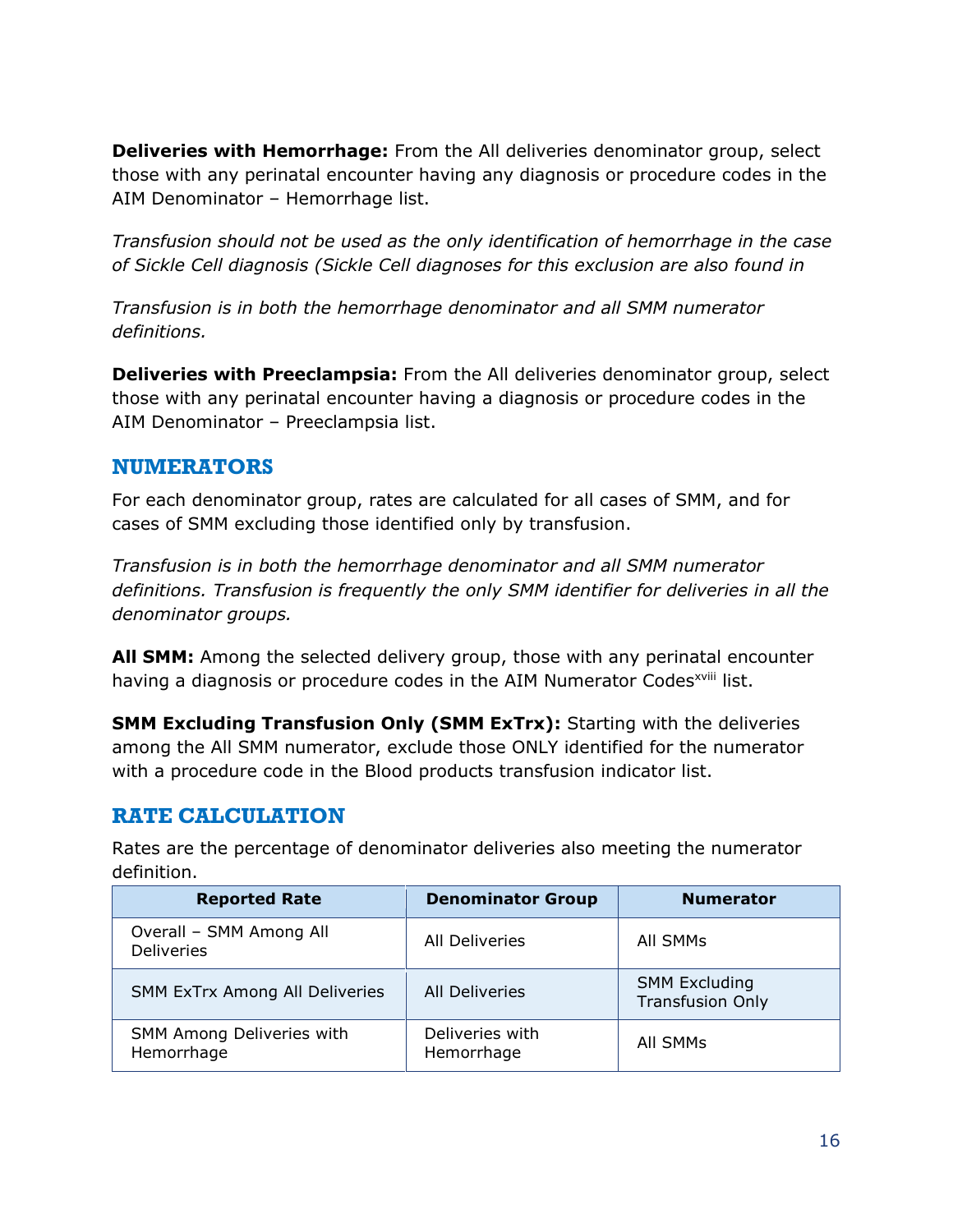**Deliveries with Hemorrhage:** From the All deliveries denominator group, select those with any perinatal encounter having any diagnosis or procedure codes in the AIM Denominator – Hemorrhage list.

*Transfusion should not be used as the only identification of hemorrhage in the case of Sickle Cell diagnosis (Sickle Cell diagnoses for this exclusion are also found in*

*Transfusion is in both the hemorrhage denominator and all SMM numerator definitions.*

**Deliveries with Preeclampsia:** From the All deliveries denominator group, select those with any perinatal encounter having a diagnosis or procedure codes in the AIM Denominator – Preeclampsia list.

## NUMERATORS

For each denominator group, rates are calculated for all cases of SMM, and for cases of SMM excluding those identified only by transfusion.

*Transfusion is in both the hemorrhage denominator and all SMM numerator definitions. Transfusion is frequently the only SMM identifier for deliveries in all the denominator groups.*

**All SMM:** Among the selected delivery group, those with any perinatal encounter having a diagnosis or procedure codes in the AIM Numerator Codes[xviii] list.

**SMM Excluding Transfusion Only (SMM ExTrx):** Starting with the deliveries among the All SMM numerator, exclude those ONLY identified for the numerator with a procedure code in the Blood products transfusion indicator list.

## RATE CALCULATION

Rates are the percentage of denominator deliveries also meeting the numerator definition.

| Reported Rate | Denominator Group | Numerator |
|---|---|---|
| Overall – SMM Among All Deliveries | All Deliveries | All SMMs |
| SMM ExTrx Among All Deliveries | All Deliveries | SMM Excluding Transfusion Only |
| SMM Among Deliveries with Hemorrhage | Deliveries with Hemorrhage | All SMMs |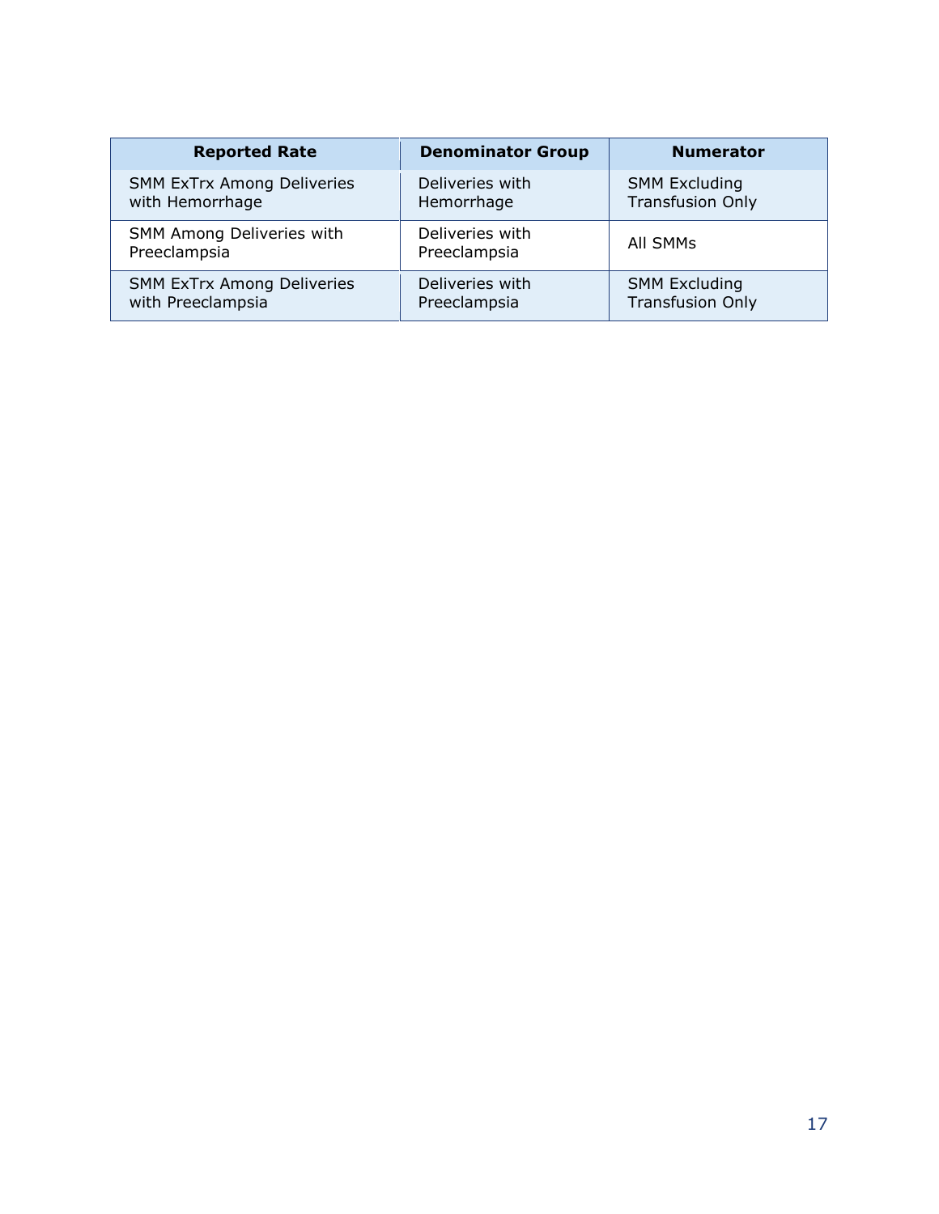| Reported Rate | Denominator Group | Numerator |
| --- | --- | --- |
| SMM ExTrx Among Deliveries with Hemorrhage | Deliveries with Hemorrhage | SMM Excluding Transfusion Only |
| SMM Among Deliveries with Preeclampsia | Deliveries with Preeclampsia | All SMMs |
| SMM ExTrx Among Deliveries with Preeclampsia | Deliveries with Preeclampsia | SMM Excluding Transfusion Only |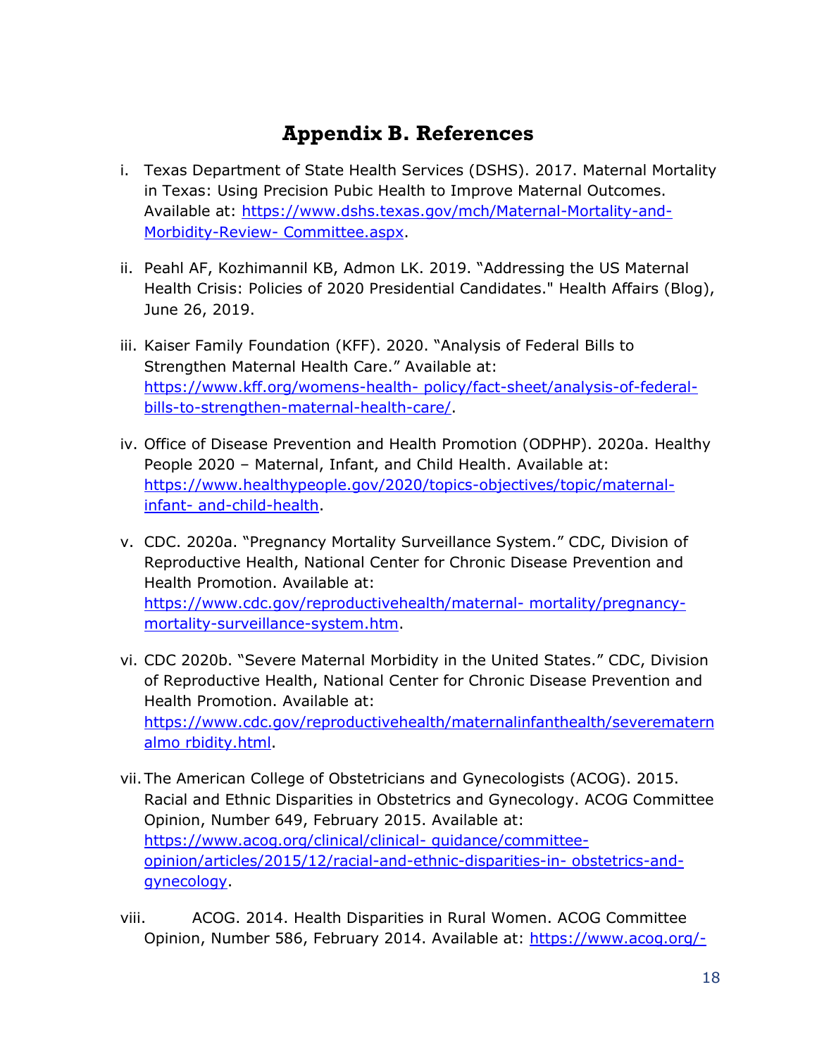# Appendix B. References

i. Texas Department of State Health Services (DSHS). 2017. Maternal Mortality in Texas: Using Precision Pubic Health to Improve Maternal Outcomes. Available at: https://www.dshs.texas.gov/mch/Maternal-Mortality-and-Morbidity-Review- Committee.aspx.

ii. Peahl AF, Kozhimannil KB, Admon LK. 2019. "Addressing the US Maternal Health Crisis: Policies of 2020 Presidential Candidates." Health Affairs (Blog), June 26, 2019.

iii. Kaiser Family Foundation (KFF). 2020. "Analysis of Federal Bills to Strengthen Maternal Health Care." Available at: https://www.kff.org/womens-health- policy/fact-sheet/analysis-of-federal-bills-to-strengthen-maternal-health-care/.

iv. Office of Disease Prevention and Health Promotion (ODPHP). 2020a. Healthy People 2020 – Maternal, Infant, and Child Health. Available at: https://www.healthypeople.gov/2020/topics-objectives/topic/maternal-infant- and-child-health.

v. CDC. 2020a. "Pregnancy Mortality Surveillance System." CDC, Division of Reproductive Health, National Center for Chronic Disease Prevention and Health Promotion. Available at: https://www.cdc.gov/reproductivehealth/maternal- mortality/pregnancy-mortality-surveillance-system.htm.

vi. CDC 2020b. "Severe Maternal Morbidity in the United States." CDC, Division of Reproductive Health, National Center for Chronic Disease Prevention and Health Promotion. Available at: https://www.cdc.gov/reproductivehealth/maternalinfanthealth/severematernalmo rbidity.html.

vii. The American College of Obstetricians and Gynecologists (ACOG). 2015. Racial and Ethnic Disparities in Obstetrics and Gynecology. ACOG Committee Opinion, Number 649, February 2015. Available at: https://www.acog.org/clinical/clinical- guidance/committee-opinion/articles/2015/12/racial-and-ethnic-disparities-in- obstetrics-and-gynecology.

viii. ACOG. 2014. Health Disparities in Rural Women. ACOG Committee Opinion, Number 586, February 2014. Available at: https://www.acog.org/-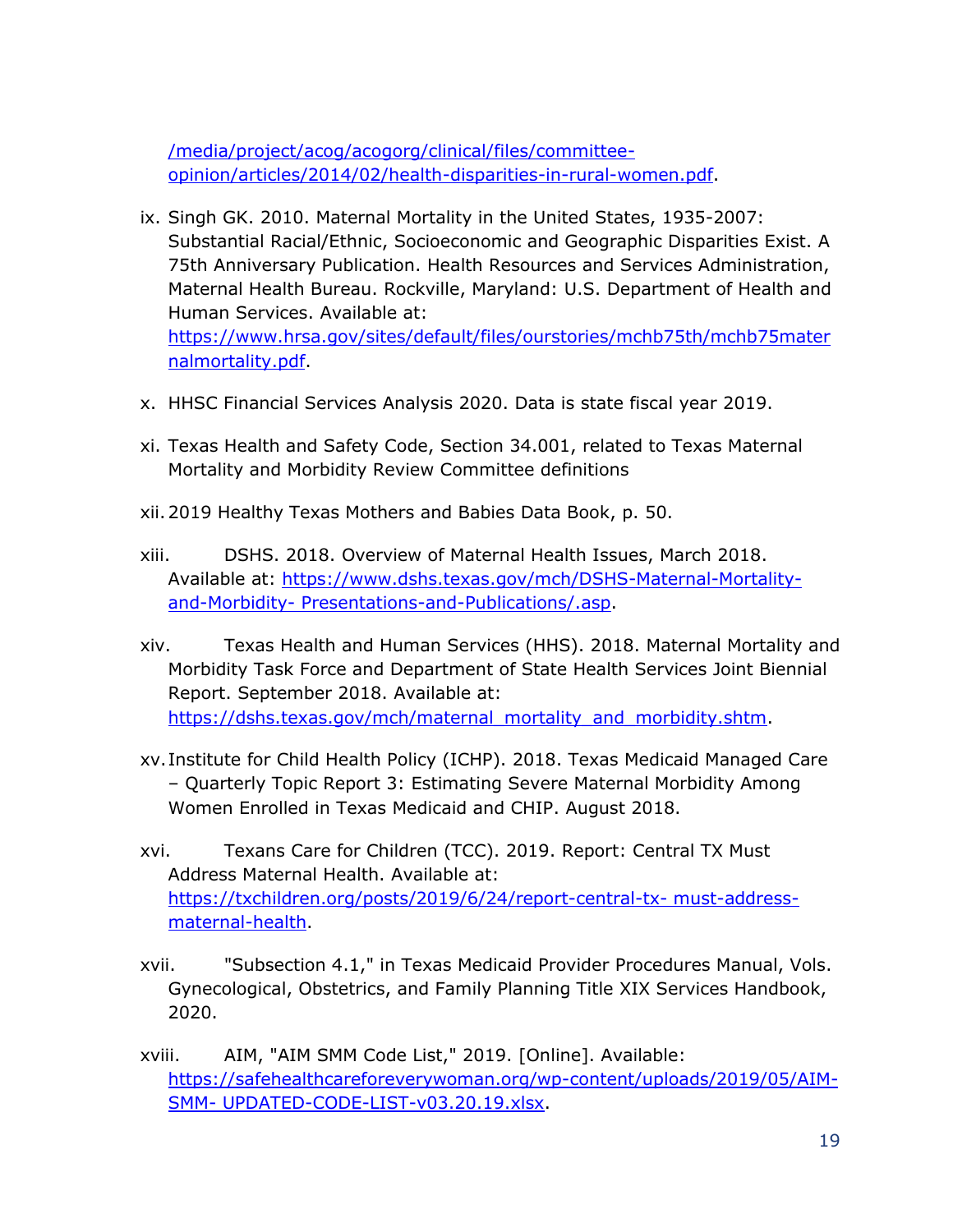/media/project/acog/acogorg/clinical/files/committee-opinion/articles/2014/02/health-disparities-in-rural-women.pdf.

ix. Singh GK. 2010. Maternal Mortality in the United States, 1935-2007: Substantial Racial/Ethnic, Socioeconomic and Geographic Disparities Exist. A 75th Anniversary Publication. Health Resources and Services Administration, Maternal Health Bureau. Rockville, Maryland: U.S. Department of Health and Human Services. Available at: https://www.hrsa.gov/sites/default/files/ourstories/mchb75th/mchb75maternalmortality.pdf.

x. HHSC Financial Services Analysis 2020. Data is state fiscal year 2019.

xi. Texas Health and Safety Code, Section 34.001, related to Texas Maternal Mortality and Morbidity Review Committee definitions

xii. 2019 Healthy Texas Mothers and Babies Data Book, p. 50.

xiii. DSHS. 2018. Overview of Maternal Health Issues, March 2018. Available at: https://www.dshs.texas.gov/mch/DSHS-Maternal-Mortality-and-Morbidity- Presentations-and-Publications/.asp.

xiv. Texas Health and Human Services (HHS). 2018. Maternal Mortality and Morbidity Task Force and Department of State Health Services Joint Biennial Report. September 2018. Available at: https://dshs.texas.gov/mch/maternal_mortality_and_morbidity.shtm.

xv. Institute for Child Health Policy (ICHP). 2018. Texas Medicaid Managed Care – Quarterly Topic Report 3: Estimating Severe Maternal Morbidity Among Women Enrolled in Texas Medicaid and CHIP. August 2018.

xvi. Texans Care for Children (TCC). 2019. Report: Central TX Must Address Maternal Health. Available at: https://txchildren.org/posts/2019/6/24/report-central-tx- must-address-maternal-health.

xvii. "Subsection 4.1," in Texas Medicaid Provider Procedures Manual, Vols. Gynecological, Obstetrics, and Family Planning Title XIX Services Handbook, 2020.

xviii. AIM, "AIM SMM Code List," 2019. [Online]. Available: https://safehealthcareforeverywoman.org/wp-content/uploads/2019/05/AIM-SMM- UPDATED-CODE-LIST-v03.20.19.xlsx.